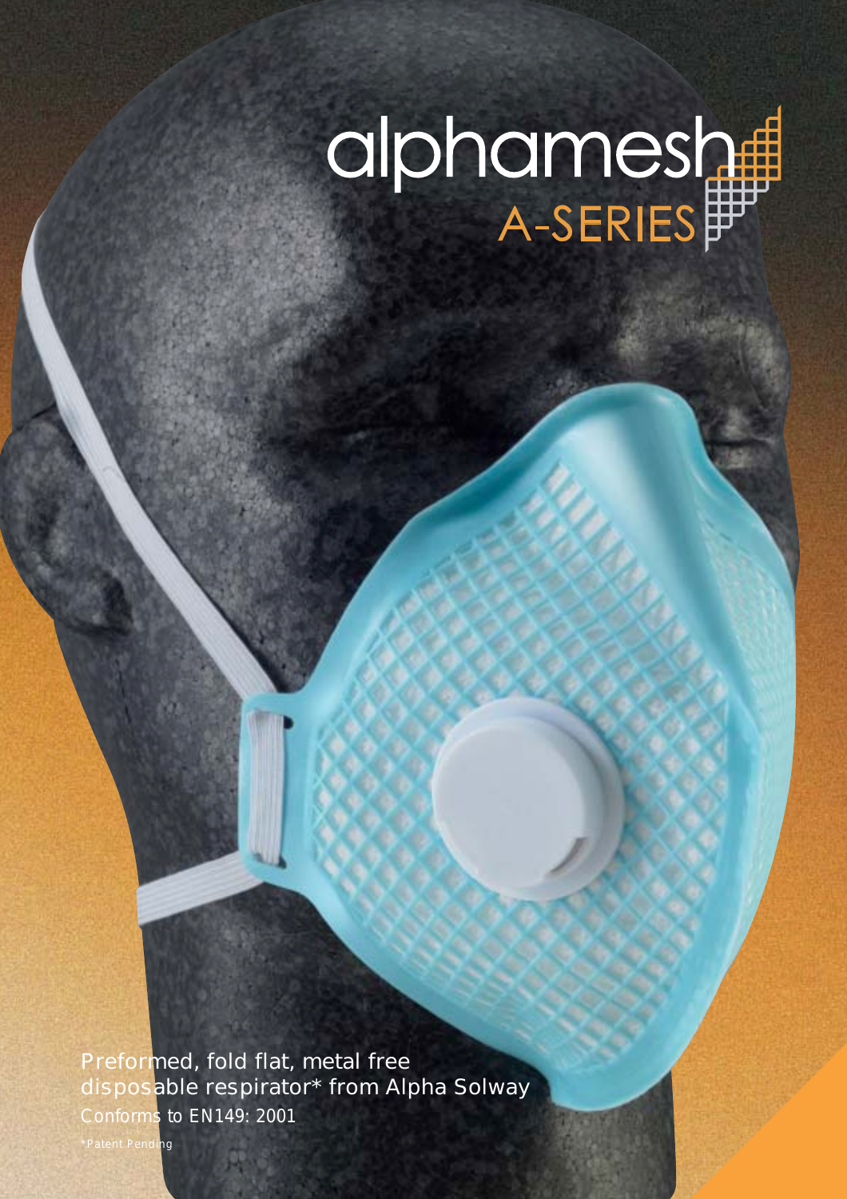# alphamesh

## A-SERIES

Preformed, fold flat, metal free disposable respirator* from Alpha Solway

Conforms to EN149: 2001

*Patent Pending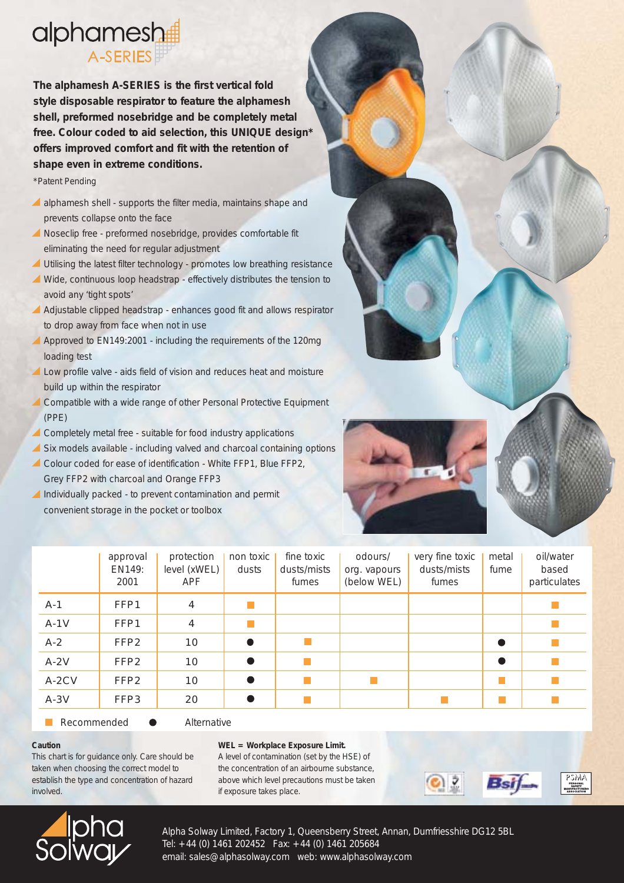# alphamesh A-SERIES

**The alphamesh A-SERIES is the first vertical fold style disposable respirator to feature the alphamesh shell, preformed nosebridge and be completely metal free. Colour coded to aid selection, this UNIQUE design\* offers improved comfort and fit with the retention of shape even in extreme conditions.**

\*Patent Pending

- alphamesh shell - supports the filter media, maintains shape and prevents collapse onto the face
- Noseclip free - preformed nosebridge, provides comfortable fit eliminating the need for regular adjustment
- Utilising the latest filter technology - promotes low breathing resistance
- Wide, continuous loop headstrap - effectively distributes the tension to avoid any 'tight spots'
- Adjustable clipped headstrap - enhances good fit and allows respirator to drop away from face when not in use
- Approved to EN149:2001 - including the requirements of the 120mg loading test
- Low profile valve - aids field of vision and reduces heat and moisture build up within the respirator
- Compatible with a wide range of other Personal Protective Equipment (PPE)
- Completely metal free - suitable for food industry applications
- Six models available - including valved and charcoal containing options
- Colour coded for ease of identification - White FFP1, Blue FFP2, Grey FFP2 with charcoal and Orange FFP3
- Individually packed - to prevent contamination and permit convenient storage in the pocket or toolbox

| | approval EN149: 2001 | protection level (xWEL) APF | non toxic dusts | fine toxic dusts/mists fumes | odours/ org. vapours (below WEL) | very fine toxic dusts/mists fumes | metal fume | oil/water based particulates |
|---|---|---|---|---|---|---|---|---|
| A-1 | FFP1 | 4 | ■ | | | | | ■ |
| A-1V | FFP1 | 4 | ■ | | | | | ■ |
| A-2 | FFP2 | 10 | ● | ■ | | | ● | ■ |
| A-2V | FFP2 | 10 | ● | ■ | | | ● | ■ |
| A-2CV | FFP2 | 10 | ● | ■ | ■ | | ■ | ■ |
| A-3V | FFP3 | 20 | ● | ■ | | ■ | ■ | ■ |

■ Recommended ● Alternative

**Caution**
This chart is for guidance only. Care should be taken when choosing the correct model to establish the type and concentration of hazard involved.

**WEL = Workplace Exposure Limit.**
A level of contamination (set by the HSE) of the concentration of an airbourne substance, above which level precautions must be taken if exposure takes place.

Alpha Solway Limited, Factory 1, Queensberry Street, Annan, Dumfriesshire DG12 5BL
Tel: +44 (0) 1461 202452 Fax: +44 (0) 1461 205684
email: sales@alphasolway.com web: www.alphasolway.com